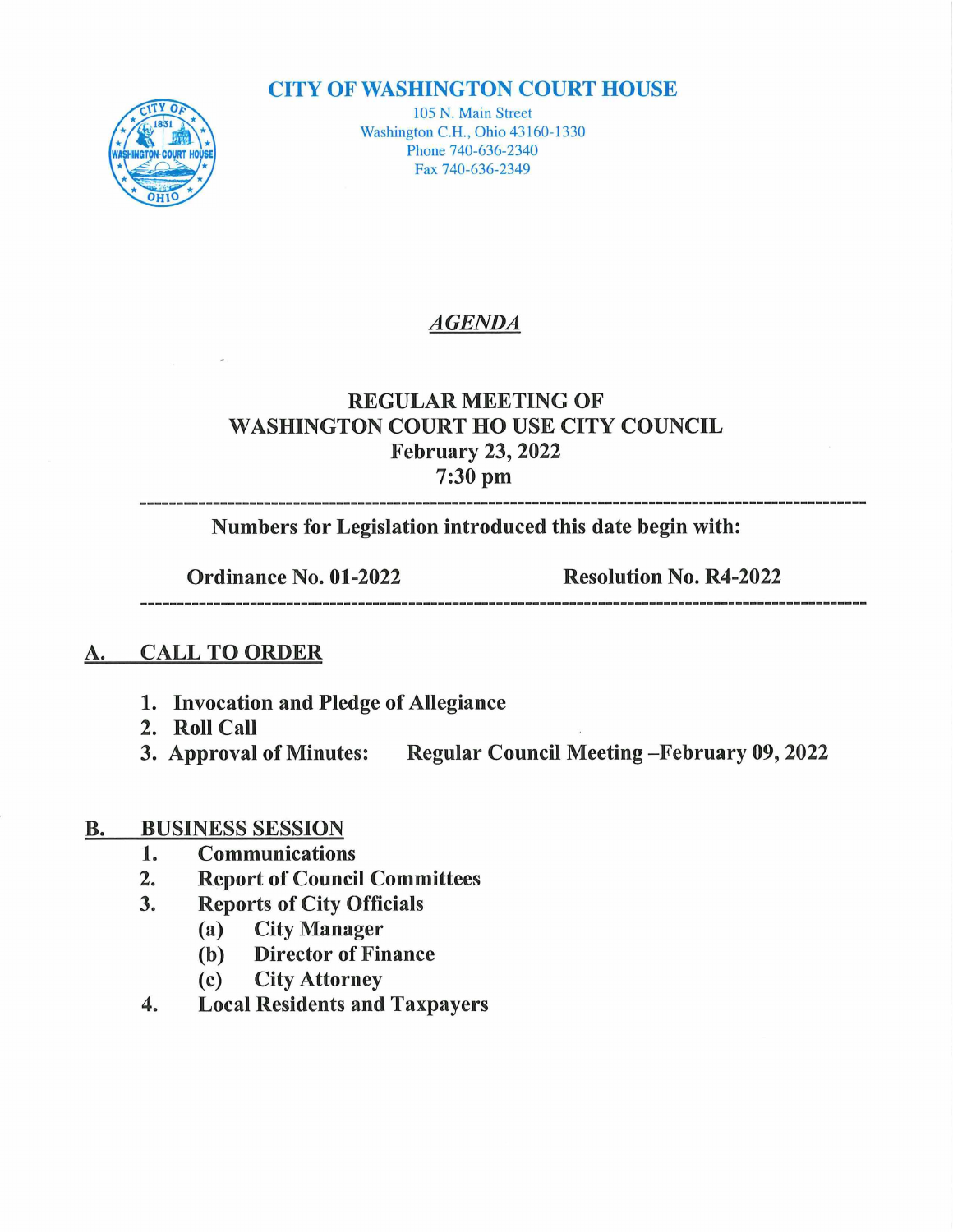# CITY OF WASHINGTON COURT HOUSE

105 N. Main Street
Washington C.H., Ohio 43160-1330
Phone 740-636-2340
Fax 740-636-2349

## *AGENDA*

## REGULAR MEETING OF WASHINGTON COURT HO USE CITY COUNCIL
**February 23, 2022**
**7:30 pm**

---

**Numbers for Legislation introduced this date begin with:**

**Ordinance No. 01-2022** | **Resolution No. R4-2022**

---

## A. CALL TO ORDER

1. **Invocation and Pledge of Allegiance**
2. **Roll Call**
3. **Approval of Minutes: Regular Council Meeting –February 09, 2022**

## B. BUSINESS SESSION

1. **Communications**
2. **Report of Council Committees**
3. **Reports of City Officials**
   - (a) **City Manager**
   - (b) **Director of Finance**
   - (c) **City Attorney**
4. **Local Residents and Taxpayers**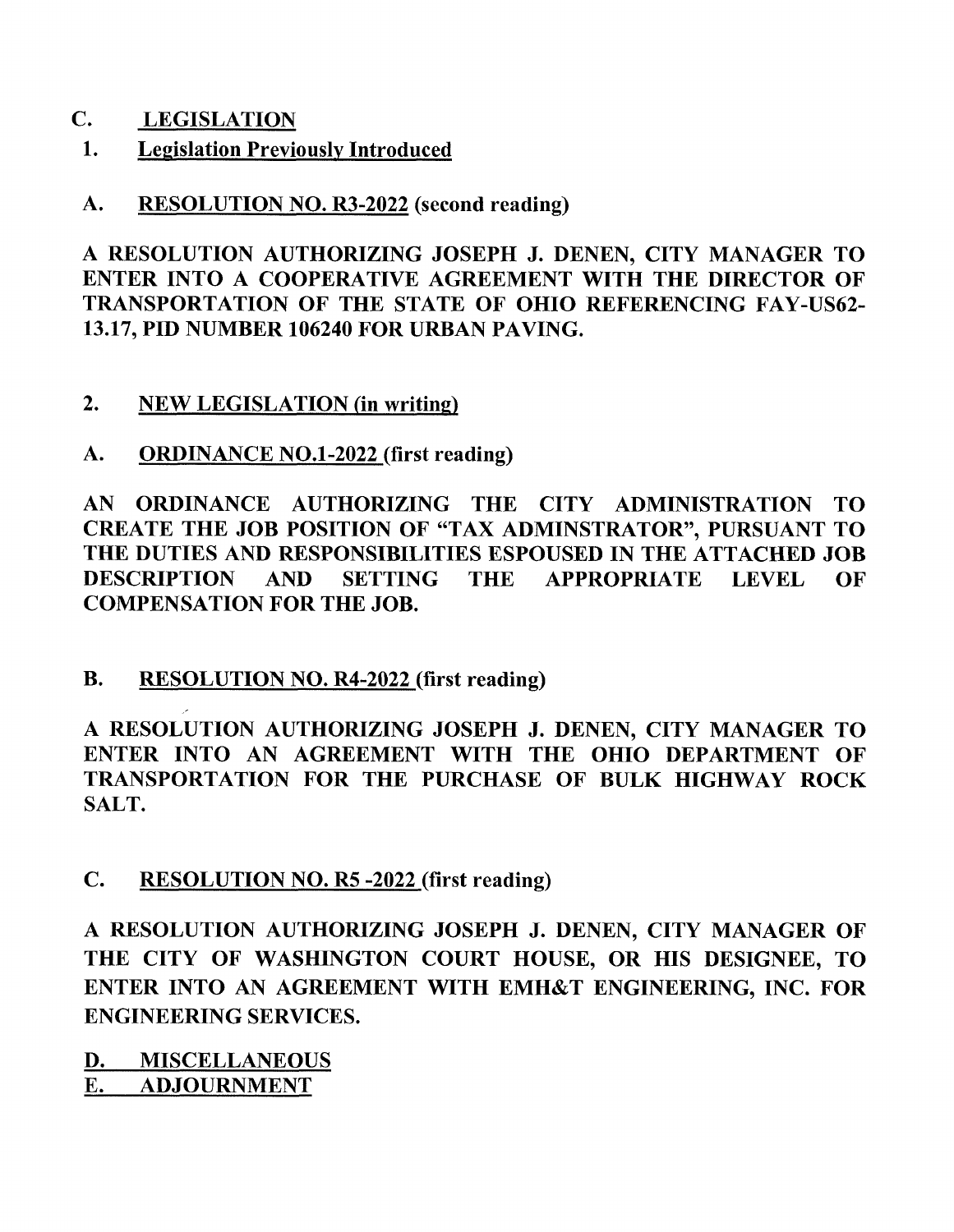## C. LEGISLATION

### 1. Legislation Previously Introduced

**A. RESOLUTION NO. R3-2022 (second reading)**

**A RESOLUTION AUTHORIZING JOSEPH J. DENEN, CITY MANAGER TO ENTER INTO A COOPERATIVE AGREEMENT WITH THE DIRECTOR OF TRANSPORTATION OF THE STATE OF OHIO REFERENCING FAY-US62-13.17, PID NUMBER 106240 FOR URBAN PAVING.**

### 2. NEW LEGISLATION (in writing)

**A. ORDINANCE NO.1-2022 (first reading)**

**AN ORDINANCE AUTHORIZING THE CITY ADMINISTRATION TO CREATE THE JOB POSITION OF "TAX ADMINSTRATOR", PURSUANT TO THE DUTIES AND RESPONSIBILITIES ESPOUSED IN THE ATTACHED JOB DESCRIPTION AND SETTING THE APPROPRIATE LEVEL OF COMPENSATION FOR THE JOB.**

**B. RESOLUTION NO. R4-2022 (first reading)**

**A RESOLUTION AUTHORIZING JOSEPH J. DENEN, CITY MANAGER TO ENTER INTO AN AGREEMENT WITH THE OHIO DEPARTMENT OF TRANSPORTATION FOR THE PURCHASE OF BULK HIGHWAY ROCK SALT.**

**C. RESOLUTION NO. R5 -2022 (first reading)**

**A RESOLUTION AUTHORIZING JOSEPH J. DENEN, CITY MANAGER OF THE CITY OF WASHINGTON COURT HOUSE, OR HIS DESIGNEE, TO ENTER INTO AN AGREEMENT WITH EMH&T ENGINEERING, INC. FOR ENGINEERING SERVICES.**

## D. MISCELLANEOUS

## E. ADJOURNMENT